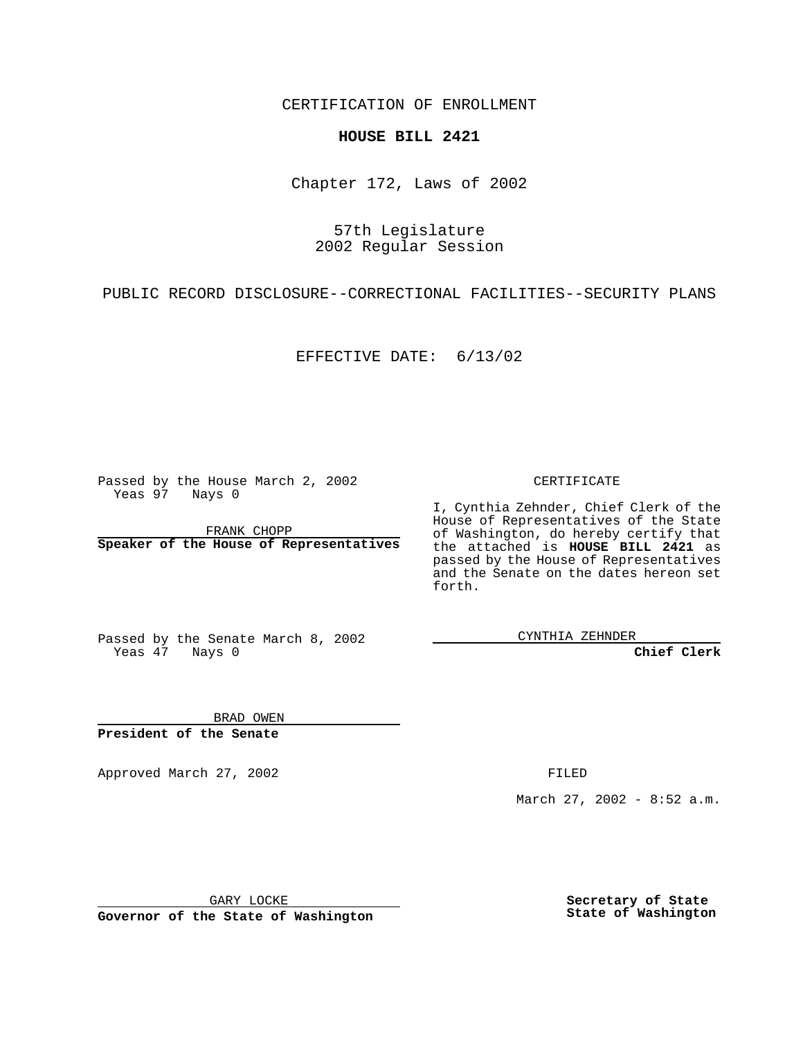CERTIFICATION OF ENROLLMENT

# HOUSE BILL 2421

Chapter 172, Laws of 2002

57th Legislature
2002 Regular Session

PUBLIC RECORD DISCLOSURE--CORRECTIONAL FACILITIES--SECURITY PLANS

EFFECTIVE DATE: 6/13/02

Passed by the House March 2, 2002
Yeas 97 Nays 0

FRANK CHOPP

**Speaker of the House of Representatives**

Passed by the Senate March 8, 2002
Yeas 47 Nays 0

BRAD OWEN

**President of the Senate**

CERTIFICATE

I, Cynthia Zehnder, Chief Clerk of the House of Representatives of the State of Washington, do hereby certify that the attached is **HOUSE BILL 2421** as passed by the House of Representatives and the Senate on the dates hereon set forth.

CYNTHIA ZEHNDER

**Chief Clerk**

Approved March 27, 2002

FILED

March 27, 2002 - 8:52 a.m.

GARY LOCKE

**Governor of the State of Washington**

**Secretary of State**
**State of Washington**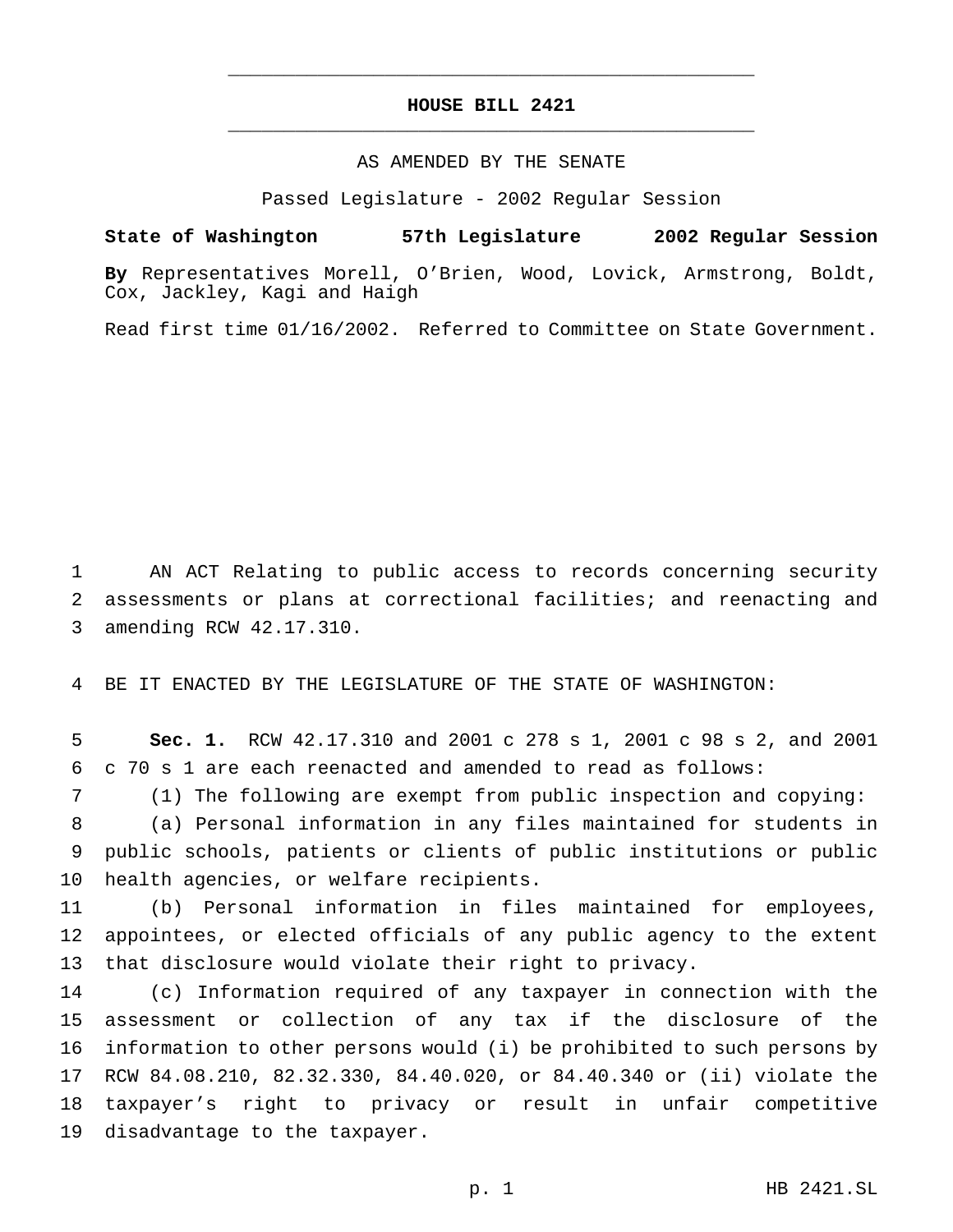# HOUSE BILL 2421

AS AMENDED BY THE SENATE

Passed Legislature - 2002 Regular Session

**State of Washington 57th Legislature 2002 Regular Session**

**By** Representatives Morell, O'Brien, Wood, Lovick, Armstrong, Boldt, Cox, Jackley, Kagi and Haigh

Read first time 01/16/2002. Referred to Committee on State Government.

AN ACT Relating to public access to records concerning security assessments or plans at correctional facilities; and reenacting and amending RCW 42.17.310.

BE IT ENACTED BY THE LEGISLATURE OF THE STATE OF WASHINGTON:

**Sec. 1.** RCW 42.17.310 and 2001 c 278 s 1, 2001 c 98 s 2, and 2001 c 70 s 1 are each reenacted and amended to read as follows:

(1) The following are exempt from public inspection and copying:

(a) Personal information in any files maintained for students in public schools, patients or clients of public institutions or public health agencies, or welfare recipients.

(b) Personal information in files maintained for employees, appointees, or elected officials of any public agency to the extent that disclosure would violate their right to privacy.

(c) Information required of any taxpayer in connection with the assessment or collection of any tax if the disclosure of the information to other persons would (i) be prohibited to such persons by RCW 84.08.210, 82.32.330, 84.40.020, or 84.40.340 or (ii) violate the taxpayer's right to privacy or result in unfair competitive disadvantage to the taxpayer.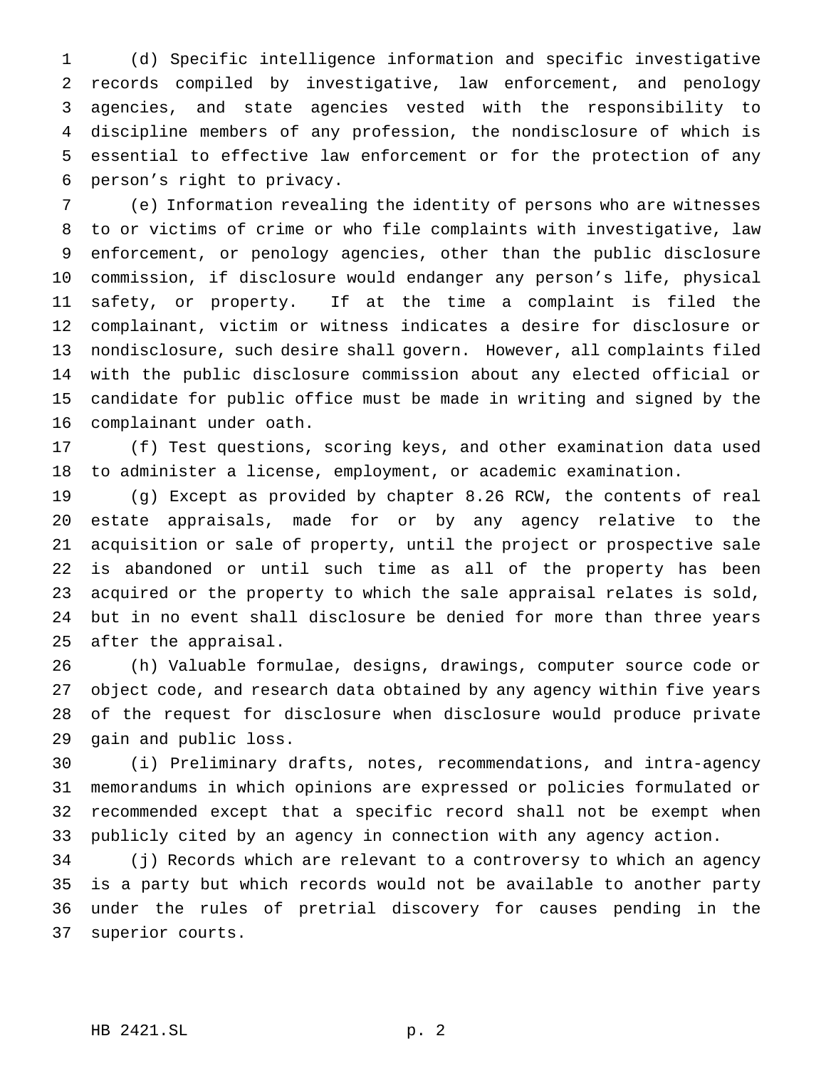(d) Specific intelligence information and specific investigative records compiled by investigative, law enforcement, and penology agencies, and state agencies vested with the responsibility to discipline members of any profession, the nondisclosure of which is essential to effective law enforcement or for the protection of any person's right to privacy.

(e) Information revealing the identity of persons who are witnesses to or victims of crime or who file complaints with investigative, law enforcement, or penology agencies, other than the public disclosure commission, if disclosure would endanger any person's life, physical safety, or property. If at the time a complaint is filed the complainant, victim or witness indicates a desire for disclosure or nondisclosure, such desire shall govern. However, all complaints filed with the public disclosure commission about any elected official or candidate for public office must be made in writing and signed by the complainant under oath.

(f) Test questions, scoring keys, and other examination data used to administer a license, employment, or academic examination.

(g) Except as provided by chapter 8.26 RCW, the contents of real estate appraisals, made for or by any agency relative to the acquisition or sale of property, until the project or prospective sale is abandoned or until such time as all of the property has been acquired or the property to which the sale appraisal relates is sold, but in no event shall disclosure be denied for more than three years after the appraisal.

(h) Valuable formulae, designs, drawings, computer source code or object code, and research data obtained by any agency within five years of the request for disclosure when disclosure would produce private gain and public loss.

(i) Preliminary drafts, notes, recommendations, and intra-agency memorandums in which opinions are expressed or policies formulated or recommended except that a specific record shall not be exempt when publicly cited by an agency in connection with any agency action.

(j) Records which are relevant to a controversy to which an agency is a party but which records would not be available to another party under the rules of pretrial discovery for causes pending in the superior courts.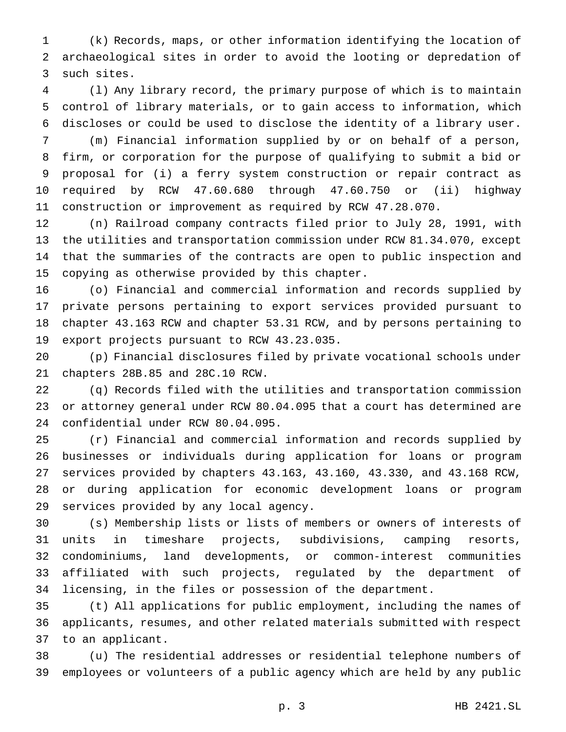(k) Records, maps, or other information identifying the location of archaeological sites in order to avoid the looting or depredation of such sites.

(l) Any library record, the primary purpose of which is to maintain control of library materials, or to gain access to information, which discloses or could be used to disclose the identity of a library user.

(m) Financial information supplied by or on behalf of a person, firm, or corporation for the purpose of qualifying to submit a bid or proposal for (i) a ferry system construction or repair contract as required by RCW 47.60.680 through 47.60.750 or (ii) highway construction or improvement as required by RCW 47.28.070.

(n) Railroad company contracts filed prior to July 28, 1991, with the utilities and transportation commission under RCW 81.34.070, except that the summaries of the contracts are open to public inspection and copying as otherwise provided by this chapter.

(o) Financial and commercial information and records supplied by private persons pertaining to export services provided pursuant to chapter 43.163 RCW and chapter 53.31 RCW, and by persons pertaining to export projects pursuant to RCW 43.23.035.

(p) Financial disclosures filed by private vocational schools under chapters 28B.85 and 28C.10 RCW.

(q) Records filed with the utilities and transportation commission or attorney general under RCW 80.04.095 that a court has determined are confidential under RCW 80.04.095.

(r) Financial and commercial information and records supplied by businesses or individuals during application for loans or program services provided by chapters 43.163, 43.160, 43.330, and 43.168 RCW, or during application for economic development loans or program services provided by any local agency.

(s) Membership lists or lists of members or owners of interests of units in timeshare projects, subdivisions, camping resorts, condominiums, land developments, or common-interest communities affiliated with such projects, regulated by the department of licensing, in the files or possession of the department.

(t) All applications for public employment, including the names of applicants, resumes, and other related materials submitted with respect to an applicant.

(u) The residential addresses or residential telephone numbers of employees or volunteers of a public agency which are held by any public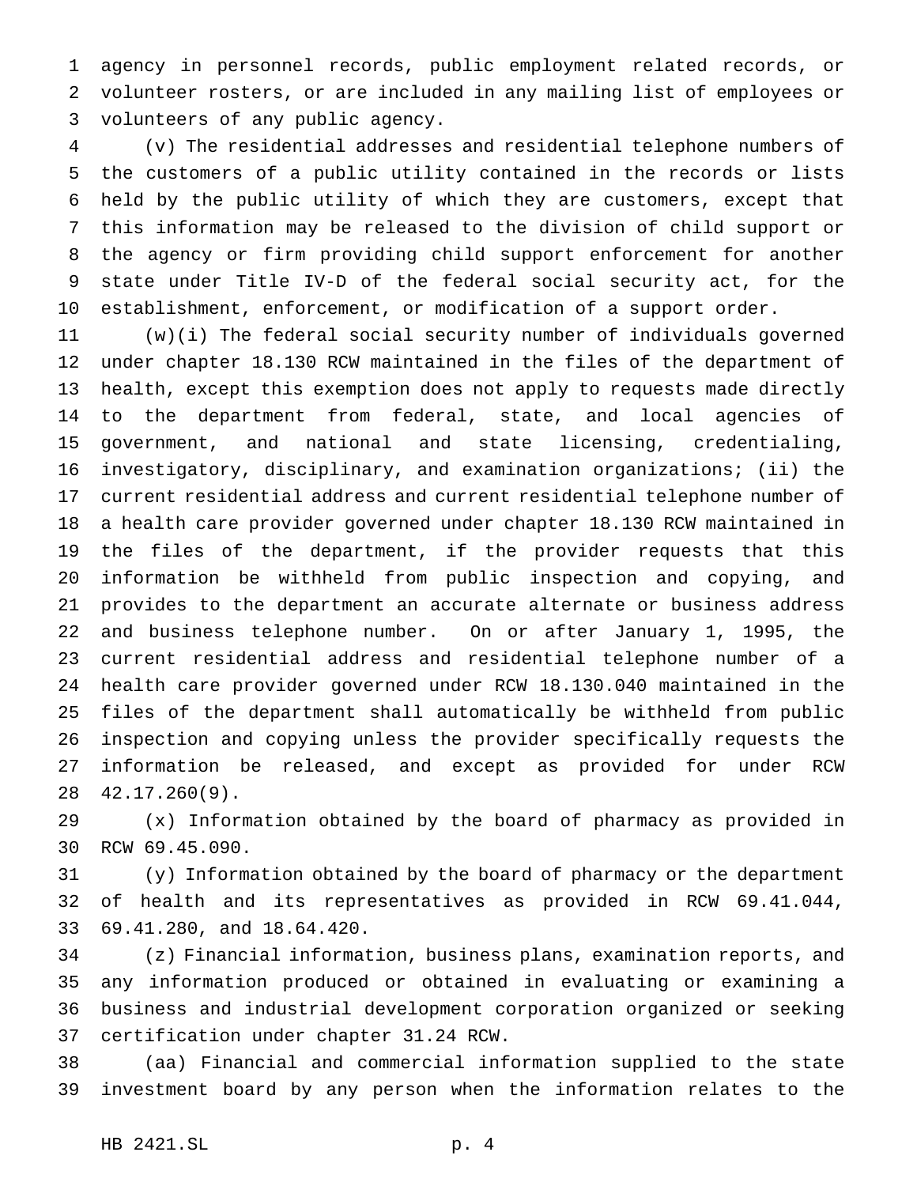agency in personnel records, public employment related records, or volunteer rosters, or are included in any mailing list of employees or volunteers of any public agency.

(v) The residential addresses and residential telephone numbers of the customers of a public utility contained in the records or lists held by the public utility of which they are customers, except that this information may be released to the division of child support or the agency or firm providing child support enforcement for another state under Title IV-D of the federal social security act, for the establishment, enforcement, or modification of a support order.

(w)(i) The federal social security number of individuals governed under chapter 18.130 RCW maintained in the files of the department of health, except this exemption does not apply to requests made directly to the department from federal, state, and local agencies of government, and national and state licensing, credentialing, investigatory, disciplinary, and examination organizations; (ii) the current residential address and current residential telephone number of a health care provider governed under chapter 18.130 RCW maintained in the files of the department, if the provider requests that this information be withheld from public inspection and copying, and provides to the department an accurate alternate or business address and business telephone number. On or after January 1, 1995, the current residential address and residential telephone number of a health care provider governed under RCW 18.130.040 maintained in the files of the department shall automatically be withheld from public inspection and copying unless the provider specifically requests the information be released, and except as provided for under RCW 42.17.260(9).

(x) Information obtained by the board of pharmacy as provided in RCW 69.45.090.

(y) Information obtained by the board of pharmacy or the department of health and its representatives as provided in RCW 69.41.044, 69.41.280, and 18.64.420.

(z) Financial information, business plans, examination reports, and any information produced or obtained in evaluating or examining a business and industrial development corporation organized or seeking certification under chapter 31.24 RCW.

(aa) Financial and commercial information supplied to the state investment board by any person when the information relates to the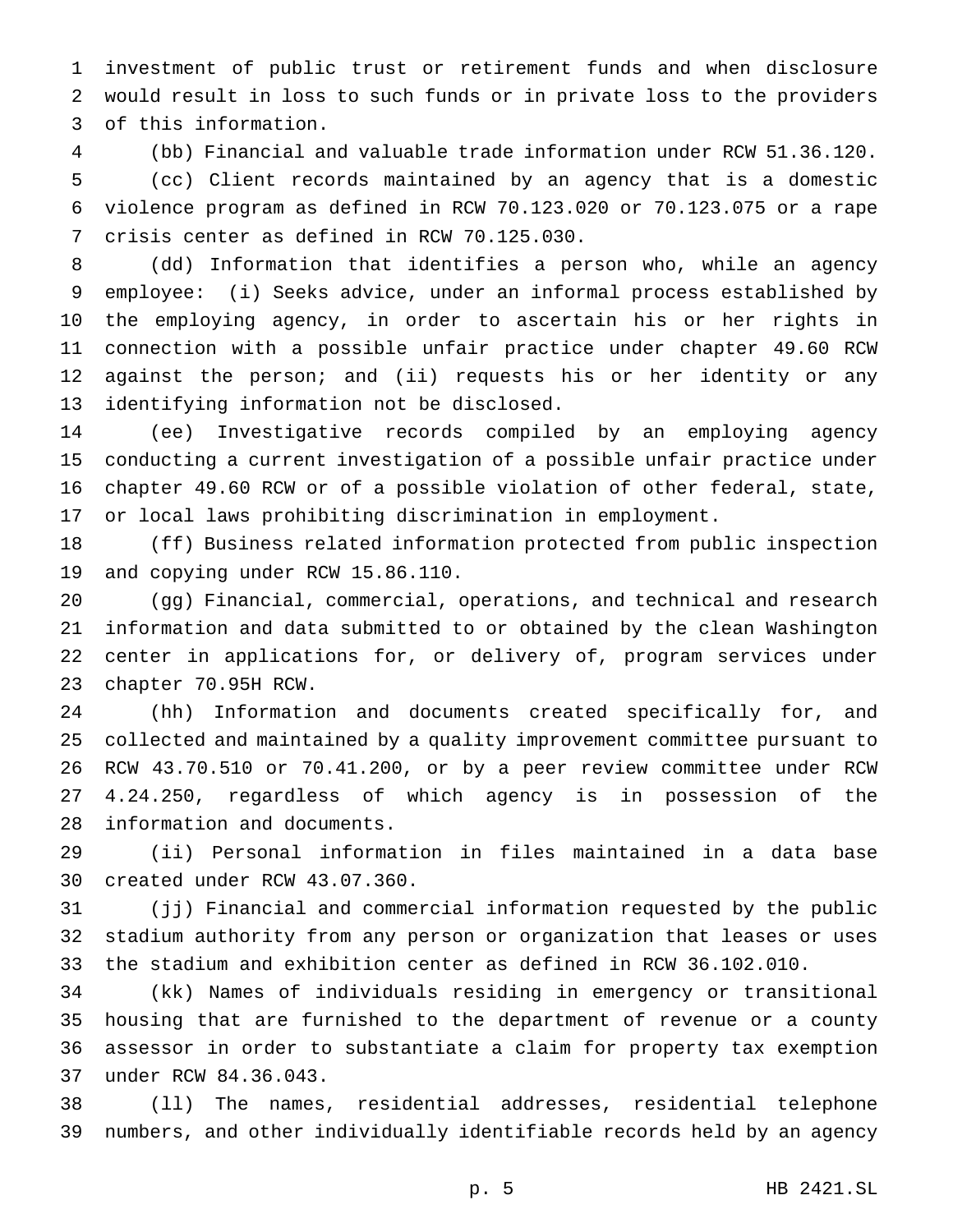investment of public trust or retirement funds and when disclosure would result in loss to such funds or in private loss to the providers of this information.

(bb) Financial and valuable trade information under RCW 51.36.120.

(cc) Client records maintained by an agency that is a domestic violence program as defined in RCW 70.123.020 or 70.123.075 or a rape crisis center as defined in RCW 70.125.030.

(dd) Information that identifies a person who, while an agency employee: (i) Seeks advice, under an informal process established by the employing agency, in order to ascertain his or her rights in connection with a possible unfair practice under chapter 49.60 RCW against the person; and (ii) requests his or her identity or any identifying information not be disclosed.

(ee) Investigative records compiled by an employing agency conducting a current investigation of a possible unfair practice under chapter 49.60 RCW or of a possible violation of other federal, state, or local laws prohibiting discrimination in employment.

(ff) Business related information protected from public inspection and copying under RCW 15.86.110.

(gg) Financial, commercial, operations, and technical and research information and data submitted to or obtained by the clean Washington center in applications for, or delivery of, program services under chapter 70.95H RCW.

(hh) Information and documents created specifically for, and collected and maintained by a quality improvement committee pursuant to RCW 43.70.510 or 70.41.200, or by a peer review committee under RCW 4.24.250, regardless of which agency is in possession of the information and documents.

(ii) Personal information in files maintained in a data base created under RCW 43.07.360.

(jj) Financial and commercial information requested by the public stadium authority from any person or organization that leases or uses the stadium and exhibition center as defined in RCW 36.102.010.

(kk) Names of individuals residing in emergency or transitional housing that are furnished to the department of revenue or a county assessor in order to substantiate a claim for property tax exemption under RCW 84.36.043.

(ll) The names, residential addresses, residential telephone numbers, and other individually identifiable records held by an agency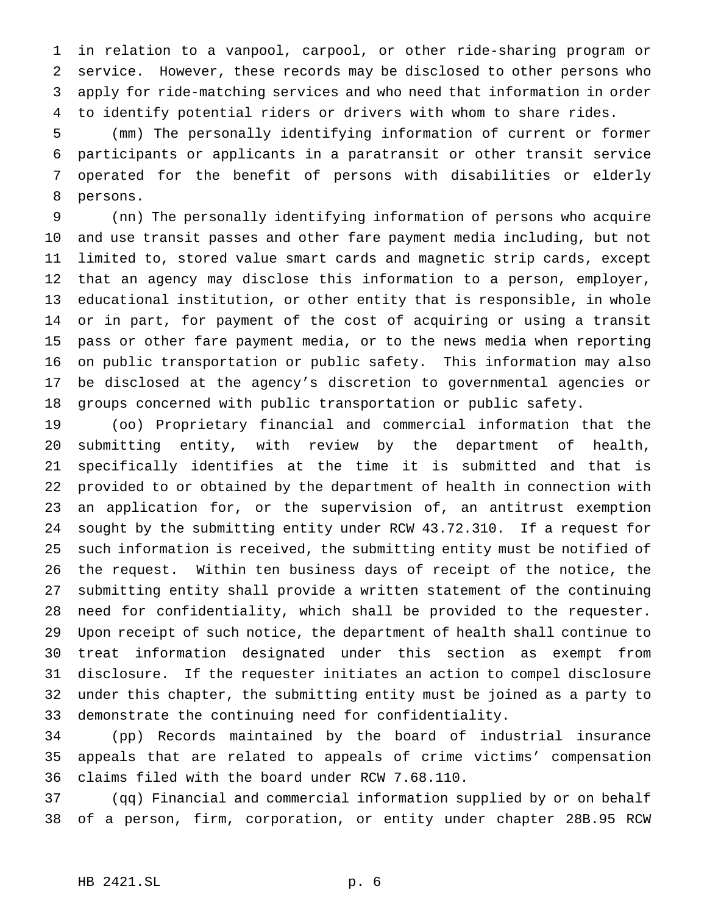in relation to a vanpool, carpool, or other ride-sharing program or service. However, these records may be disclosed to other persons who apply for ride-matching services and who need that information in order to identify potential riders or drivers with whom to share rides.

(mm) The personally identifying information of current or former participants or applicants in a paratransit or other transit service operated for the benefit of persons with disabilities or elderly persons.

(nn) The personally identifying information of persons who acquire and use transit passes and other fare payment media including, but not limited to, stored value smart cards and magnetic strip cards, except that an agency may disclose this information to a person, employer, educational institution, or other entity that is responsible, in whole or in part, for payment of the cost of acquiring or using a transit pass or other fare payment media, or to the news media when reporting on public transportation or public safety. This information may also be disclosed at the agency's discretion to governmental agencies or groups concerned with public transportation or public safety.

(oo) Proprietary financial and commercial information that the submitting entity, with review by the department of health, specifically identifies at the time it is submitted and that is provided to or obtained by the department of health in connection with an application for, or the supervision of, an antitrust exemption sought by the submitting entity under RCW 43.72.310. If a request for such information is received, the submitting entity must be notified of the request. Within ten business days of receipt of the notice, the submitting entity shall provide a written statement of the continuing need for confidentiality, which shall be provided to the requester. Upon receipt of such notice, the department of health shall continue to treat information designated under this section as exempt from disclosure. If the requester initiates an action to compel disclosure under this chapter, the submitting entity must be joined as a party to demonstrate the continuing need for confidentiality.

(pp) Records maintained by the board of industrial insurance appeals that are related to appeals of crime victims' compensation claims filed with the board under RCW 7.68.110.

(qq) Financial and commercial information supplied by or on behalf of a person, firm, corporation, or entity under chapter 28B.95 RCW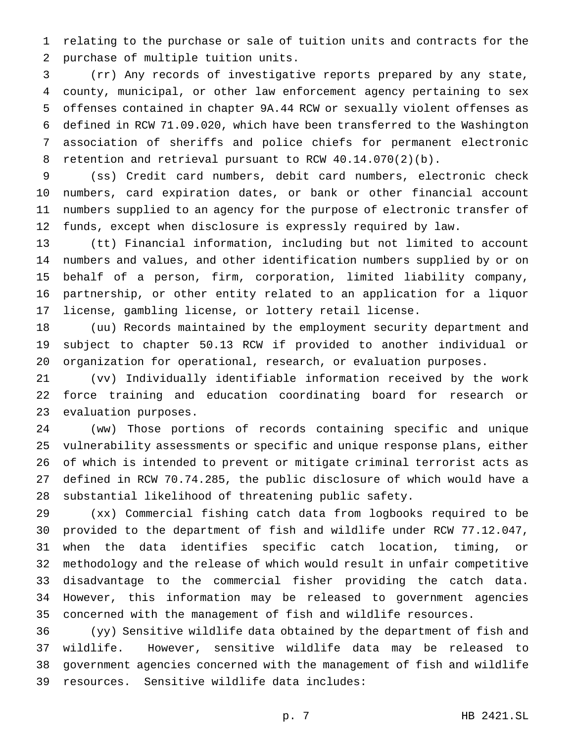relating to the purchase or sale of tuition units and contracts for the purchase of multiple tuition units.

(rr) Any records of investigative reports prepared by any state, county, municipal, or other law enforcement agency pertaining to sex offenses contained in chapter 9A.44 RCW or sexually violent offenses as defined in RCW 71.09.020, which have been transferred to the Washington association of sheriffs and police chiefs for permanent electronic retention and retrieval pursuant to RCW 40.14.070(2)(b).

(ss) Credit card numbers, debit card numbers, electronic check numbers, card expiration dates, or bank or other financial account numbers supplied to an agency for the purpose of electronic transfer of funds, except when disclosure is expressly required by law.

(tt) Financial information, including but not limited to account numbers and values, and other identification numbers supplied by or on behalf of a person, firm, corporation, limited liability company, partnership, or other entity related to an application for a liquor license, gambling license, or lottery retail license.

(uu) Records maintained by the employment security department and subject to chapter 50.13 RCW if provided to another individual or organization for operational, research, or evaluation purposes.

(vv) Individually identifiable information received by the work force training and education coordinating board for research or evaluation purposes.

(ww) Those portions of records containing specific and unique vulnerability assessments or specific and unique response plans, either of which is intended to prevent or mitigate criminal terrorist acts as defined in RCW 70.74.285, the public disclosure of which would have a substantial likelihood of threatening public safety.

(xx) Commercial fishing catch data from logbooks required to be provided to the department of fish and wildlife under RCW 77.12.047, when the data identifies specific catch location, timing, or methodology and the release of which would result in unfair competitive disadvantage to the commercial fisher providing the catch data. However, this information may be released to government agencies concerned with the management of fish and wildlife resources.

(yy) Sensitive wildlife data obtained by the department of fish and wildlife. However, sensitive wildlife data may be released to government agencies concerned with the management of fish and wildlife resources. Sensitive wildlife data includes: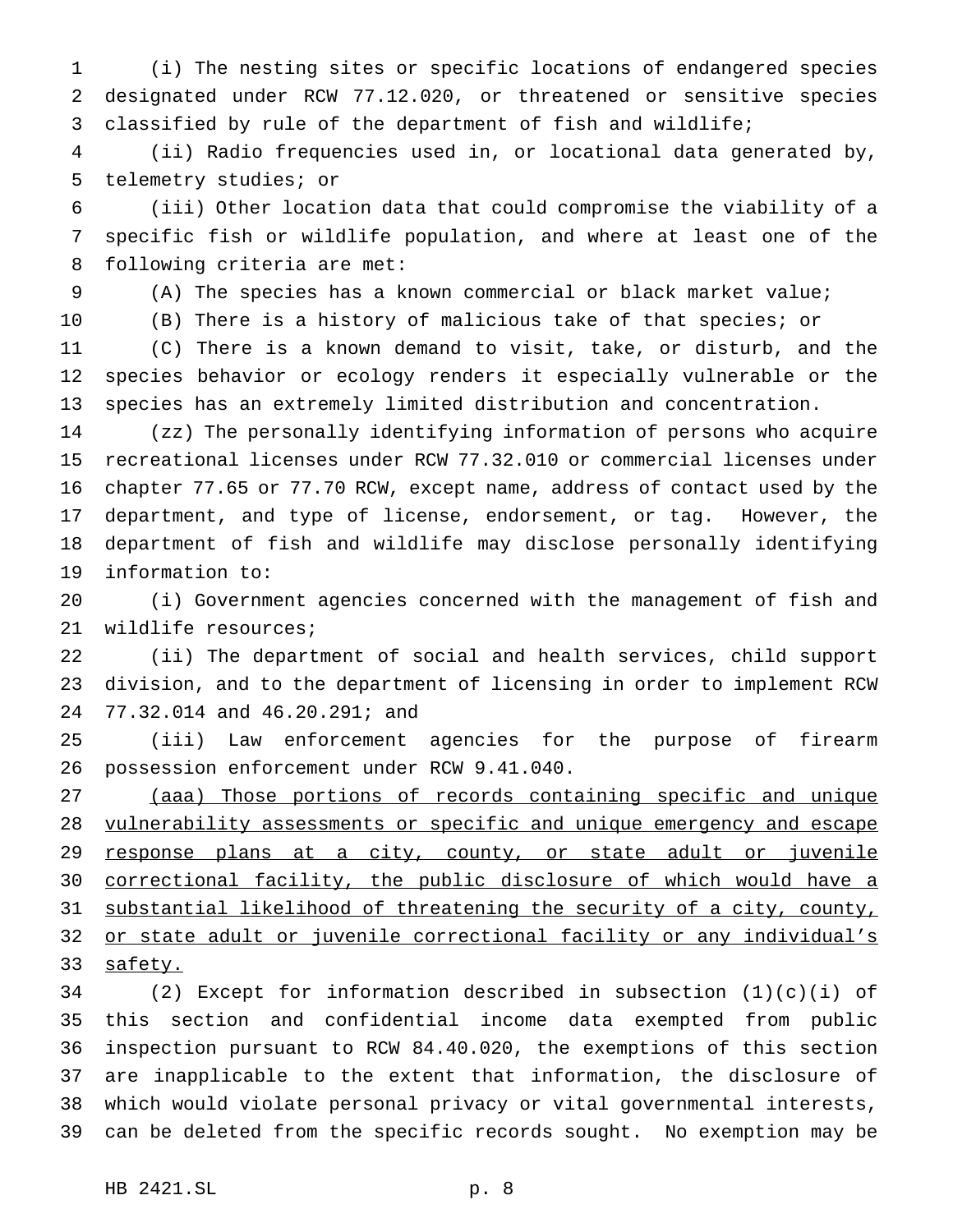(i) The nesting sites or specific locations of endangered species designated under RCW 77.12.020, or threatened or sensitive species classified by rule of the department of fish and wildlife;

(ii) Radio frequencies used in, or locational data generated by, telemetry studies; or

(iii) Other location data that could compromise the viability of a specific fish or wildlife population, and where at least one of the following criteria are met:

(A) The species has a known commercial or black market value;

(B) There is a history of malicious take of that species; or

(C) There is a known demand to visit, take, or disturb, and the species behavior or ecology renders it especially vulnerable or the species has an extremely limited distribution and concentration.

(zz) The personally identifying information of persons who acquire recreational licenses under RCW 77.32.010 or commercial licenses under chapter 77.65 or 77.70 RCW, except name, address of contact used by the department, and type of license, endorsement, or tag. However, the department of fish and wildlife may disclose personally identifying information to:

(i) Government agencies concerned with the management of fish and wildlife resources;

(ii) The department of social and health services, child support division, and to the department of licensing in order to implement RCW 77.32.014 and 46.20.291; and

(iii) Law enforcement agencies for the purpose of firearm possession enforcement under RCW 9.41.040.

<u>(aaa) Those portions of records containing specific and unique vulnerability assessments or specific and unique emergency and escape response plans at a city, county, or state adult or juvenile correctional facility, the public disclosure of which would have a substantial likelihood of threatening the security of a city, county, or state adult or juvenile correctional facility or any individual's safety.</u>

(2) Except for information described in subsection (1)(c)(i) of this section and confidential income data exempted from public inspection pursuant to RCW 84.40.020, the exemptions of this section are inapplicable to the extent that information, the disclosure of which would violate personal privacy or vital governmental interests, can be deleted from the specific records sought. No exemption may be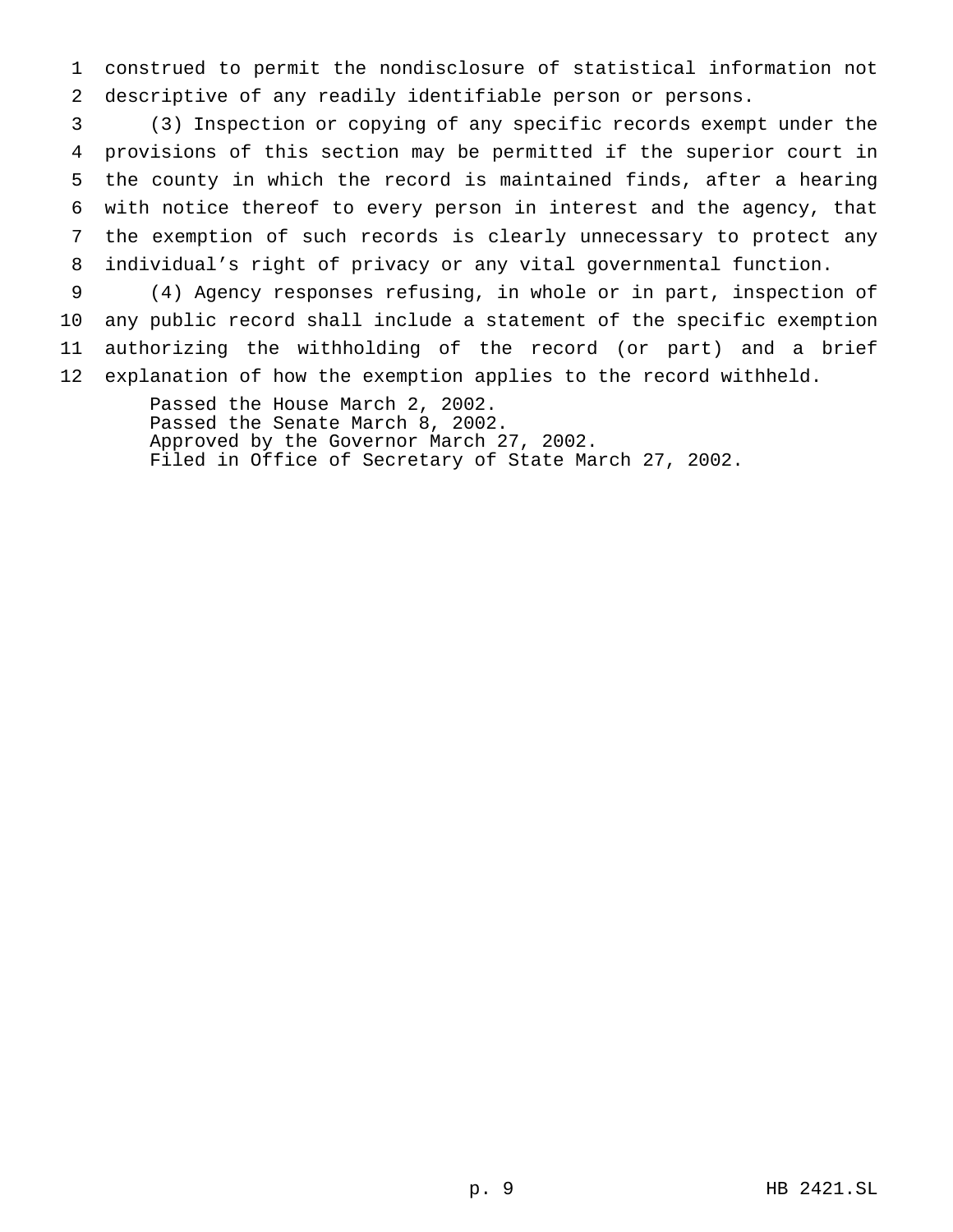construed to permit the nondisclosure of statistical information not descriptive of any readily identifiable person or persons.

(3) Inspection or copying of any specific records exempt under the provisions of this section may be permitted if the superior court in the county in which the record is maintained finds, after a hearing with notice thereof to every person in interest and the agency, that the exemption of such records is clearly unnecessary to protect any individual's right of privacy or any vital governmental function.

(4) Agency responses refusing, in whole or in part, inspection of any public record shall include a statement of the specific exemption authorizing the withholding of the record (or part) and a brief explanation of how the exemption applies to the record withheld.

Passed the House March 2, 2002.
Passed the Senate March 8, 2002.
Approved by the Governor March 27, 2002.
Filed in Office of Secretary of State March 27, 2002.